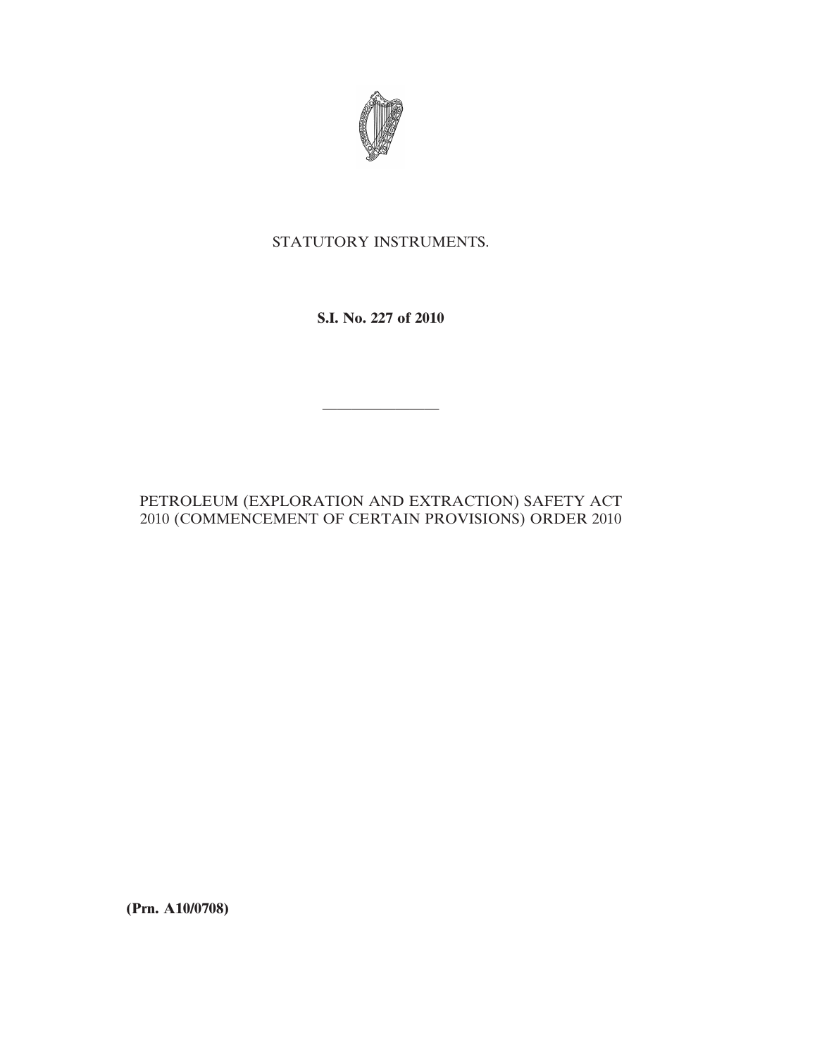STATUTORY INSTRUMENTS.

**S.I. No. 227 of 2010**

---

PETROLEUM (EXPLORATION AND EXTRACTION) SAFETY ACT 2010 (COMMENCEMENT OF CERTAIN PROVISIONS) ORDER 2010

**(Prn. A10/0708)**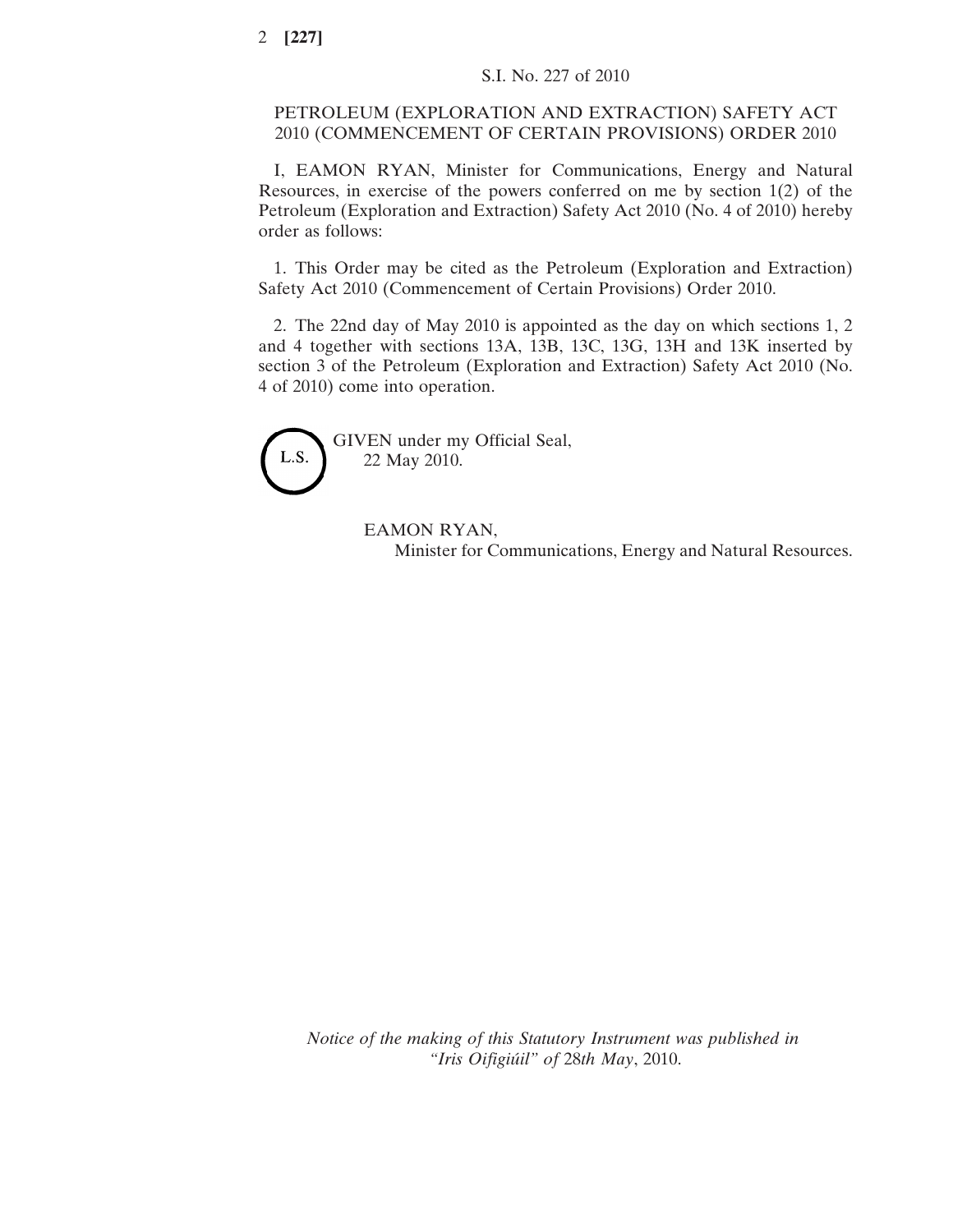S.I. No. 227 of 2010

# PETROLEUM (EXPLORATION AND EXTRACTION) SAFETY ACT 2010 (COMMENCEMENT OF CERTAIN PROVISIONS) ORDER 2010

I, EAMON RYAN, Minister for Communications, Energy and Natural Resources, in exercise of the powers conferred on me by section 1(2) of the Petroleum (Exploration and Extraction) Safety Act 2010 (No. 4 of 2010) hereby order as follows:

1. This Order may be cited as the Petroleum (Exploration and Extraction) Safety Act 2010 (Commencement of Certain Provisions) Order 2010.

2. The 22nd day of May 2010 is appointed as the day on which sections 1, 2 and 4 together with sections 13A, 13B, 13C, 13G, 13H and 13K inserted by section 3 of the Petroleum (Exploration and Extraction) Safety Act 2010 (No. 4 of 2010) come into operation.

L.S.

GIVEN under my Official Seal,
22 May 2010.

EAMON RYAN,
Minister for Communications, Energy and Natural Resources.

*Notice of the making of this Statutory Instrument was published in "Iris Oifigiúil" of 28th May*, 2010.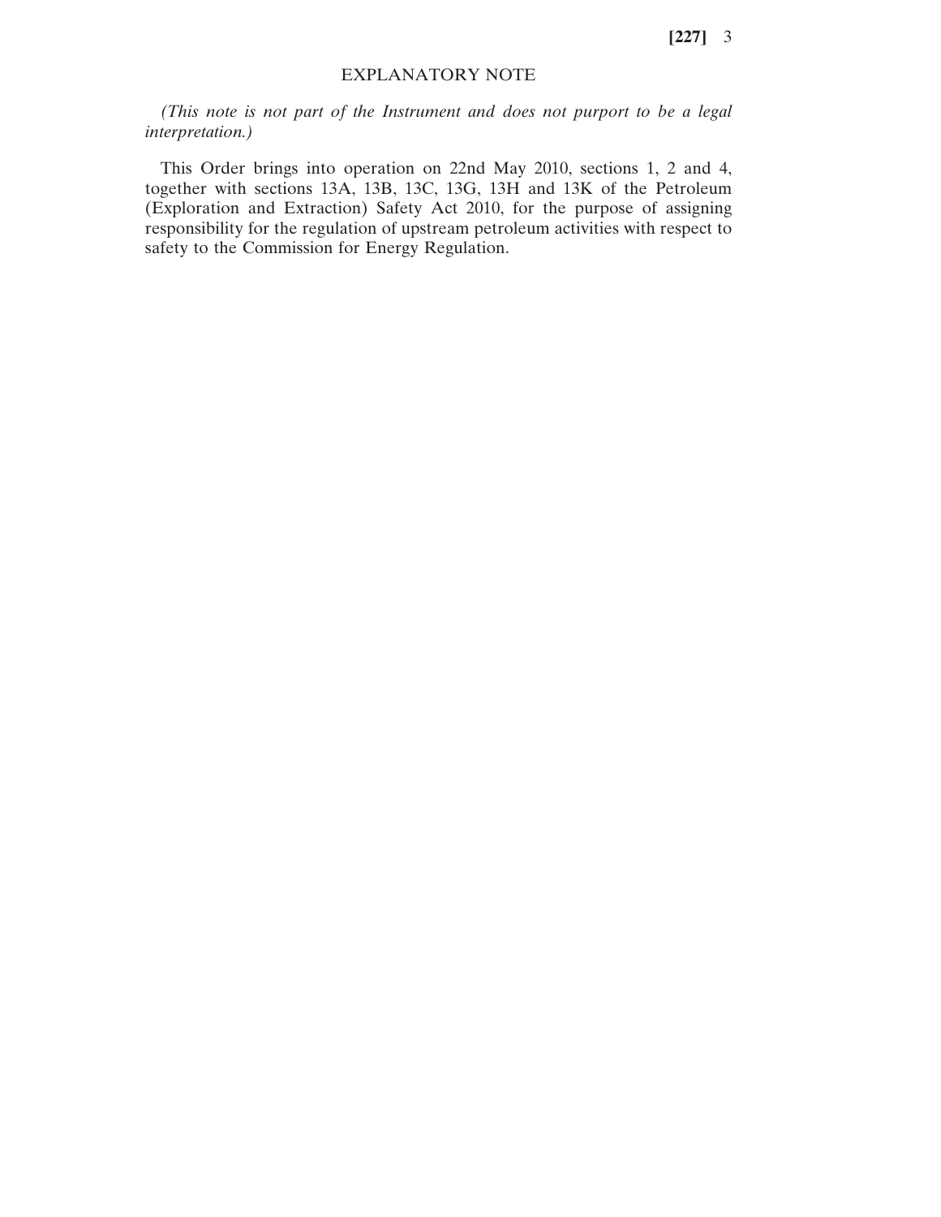## EXPLANATORY NOTE

*(This note is not part of the Instrument and does not purport to be a legal interpretation.)*

This Order brings into operation on 22nd May 2010, sections 1, 2 and 4, together with sections 13A, 13B, 13C, 13G, 13H and 13K of the Petroleum (Exploration and Extraction) Safety Act 2010, for the purpose of assigning responsibility for the regulation of upstream petroleum activities with respect to safety to the Commission for Energy Regulation.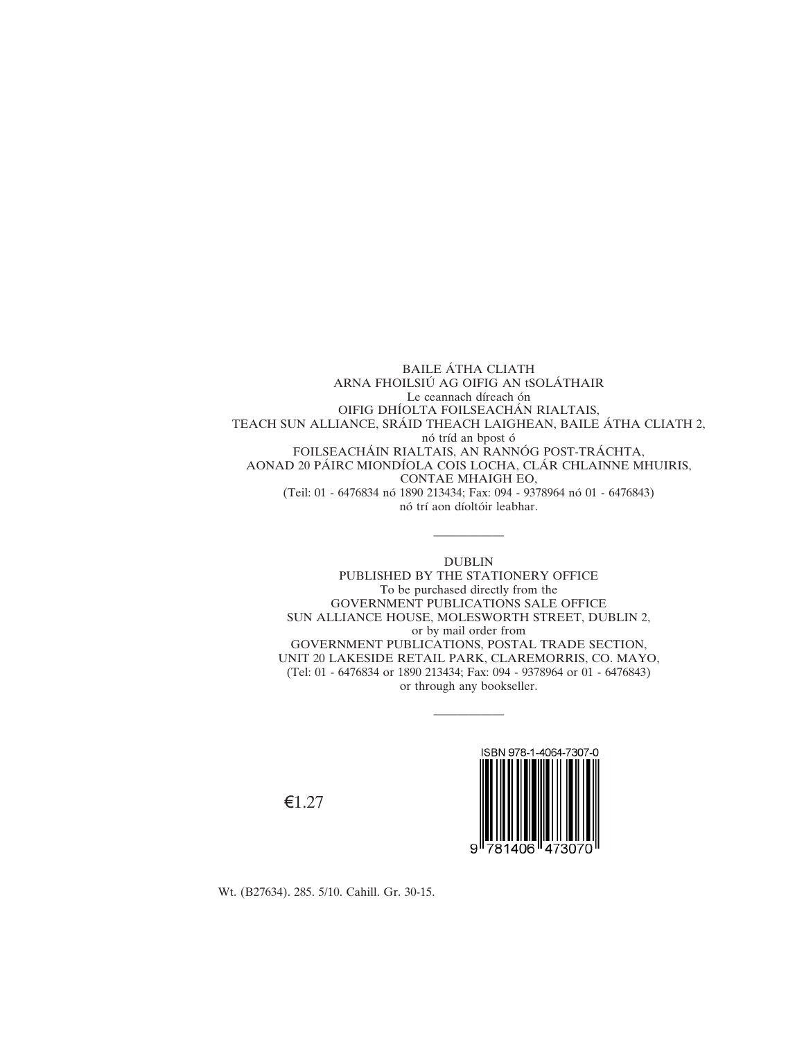BAILE ÁTHA CLIATH
ARNA FHOILSIÚ AG OIFIG AN tSOLÁTHAIR
Le ceannach díreach ón
OIFIG DHÍOLTA FOILSEACHÁN RIALTAIS,
TEACH SUN ALLIANCE, SRÁID THEACH LAIGHEAN, BAILE ÁTHA CLIATH 2,
nó tríd an bpost ó
FOILSEACHÁIN RIALTAIS, AN RANNÓG POST-TRÁCHTA,
AONAD 20 PÁIRC MIONDÍOLA COIS LOCHA, CLÁR CHLAINNE MHUIRIS,
CONTAE MHAIGH EO,
(Teil: 01 - 6476834 nó 1890 213434; Fax: 094 - 9378964 nó 01 - 6476843)
nó trí aon díoltóir leabhar.

---

DUBLIN
PUBLISHED BY THE STATIONERY OFFICE
To be purchased directly from the
GOVERNMENT PUBLICATIONS SALE OFFICE
SUN ALLIANCE HOUSE, MOLESWORTH STREET, DUBLIN 2,
or by mail order from
GOVERNMENT PUBLICATIONS, POSTAL TRADE SECTION,
UNIT 20 LAKESIDE RETAIL PARK, CLAREMORRIS, CO. MAYO,
(Tel: 01 - 6476834 or 1890 213434; Fax: 094 - 9378964 or 01 - 6476843)
or through any bookseller.

---

€1.27

ISBN 978-1-4064-7307-0

9 781406 473070

Wt. (B27634). 285. 5/10. Cahill. Gr. 30-15.